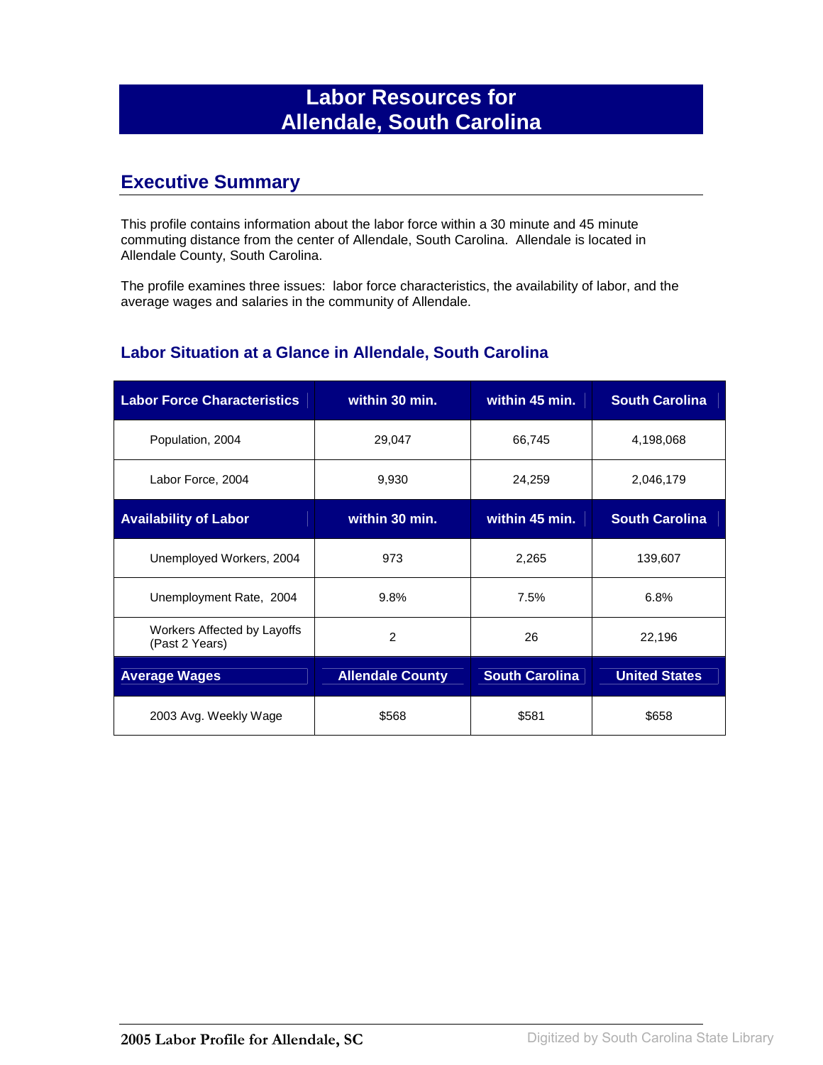# Labor Resources for Allendale, South Carolina

## Executive Summary

This profile contains information about the labor force within a 30 minute and 45 minute commuting distance from the center of Allendale, South Carolina. Allendale is located in Allendale County, South Carolina.

The profile examines three issues: labor force characteristics, the availability of labor, and the average wages and salaries in the community of Allendale.

### Labor Situation at a Glance in Allendale, South Carolina

| Labor Force Characteristics | within 30 min. | within 45 min. | South Carolina |
|---|---|---|---|
| Population, 2004 | 29,047 | 66,745 | 4,198,068 |
| Labor Force, 2004 | 9,930 | 24,259 | 2,046,179 |
| **Availability of Labor** | **within 30 min.** | **within 45 min.** | **South Carolina** |
| Unemployed Workers, 2004 | 973 | 2,265 | 139,607 |
| Unemployment Rate, 2004 | 9.8% | 7.5% | 6.8% |
| Workers Affected by Layoffs (Past 2 Years) | 2 | 26 | 22,196 |
| **Average Wages** | **Allendale County** | **South Carolina** | **United States** |
| 2003 Avg. Weekly Wage | $568 | $581 | $658 |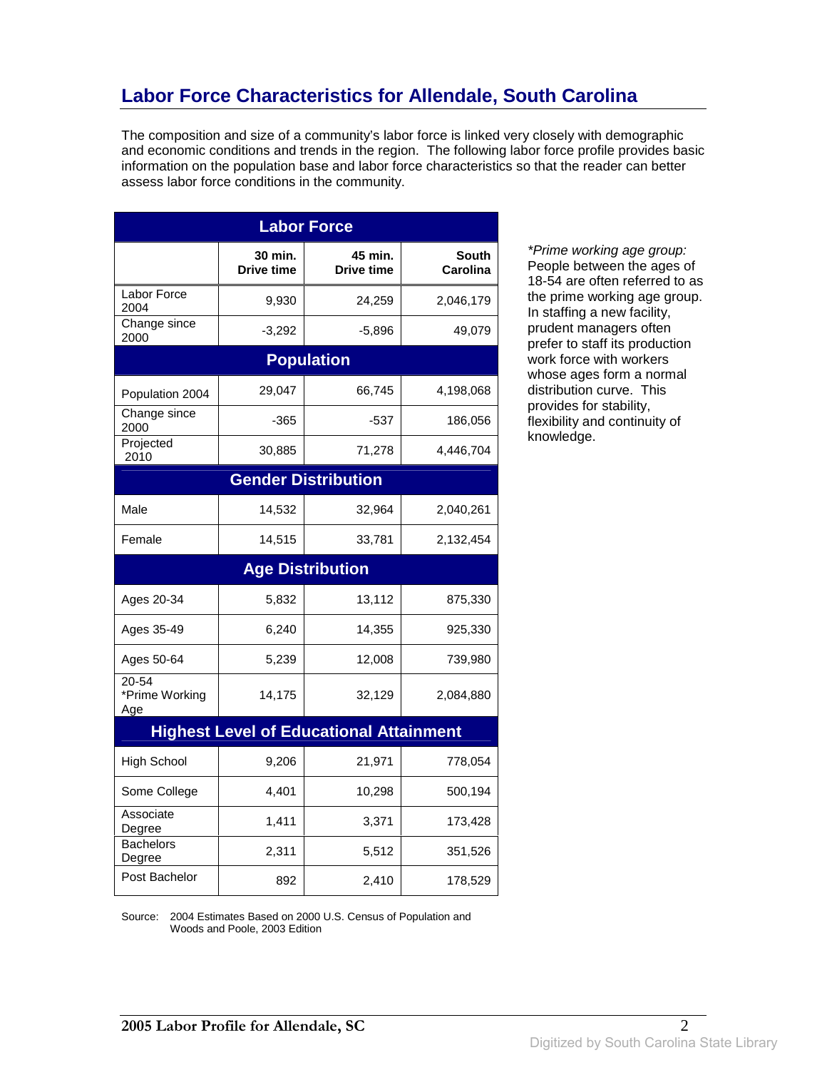# Labor Force Characteristics for Allendale, South Carolina

The composition and size of a community's labor force is linked very closely with demographic and economic conditions and trends in the region. The following labor force profile provides basic information on the population base and labor force characteristics so that the reader can better assess labor force conditions in the community.

| Labor Force | | | |
|---|---|---|---|
| | **30 min. Drive time** | **45 min. Drive time** | **South Carolina** |
| Labor Force 2004 | 9,930 | 24,259 | 2,046,179 |
| Change since 2000 | -3,292 | -5,896 | 49,079 |
| **Population** | | | |
| Population 2004 | 29,047 | 66,745 | 4,198,068 |
| Change since 2000 | -365 | -537 | 186,056 |
| Projected 2010 | 30,885 | 71,278 | 4,446,704 |
| **Gender Distribution** | | | |
| Male | 14,532 | 32,964 | 2,040,261 |
| Female | 14,515 | 33,781 | 2,132,454 |
| **Age Distribution** | | | |
| Ages 20-34 | 5,832 | 13,112 | 875,330 |
| Ages 35-49 | 6,240 | 14,355 | 925,330 |
| Ages 50-64 | 5,239 | 12,008 | 739,980 |
| 20-54 *Prime Working Age | 14,175 | 32,129 | 2,084,880 |
| **Highest Level of Educational Attainment** | | | |
| High School | 9,206 | 21,971 | 778,054 |
| Some College | 4,401 | 10,298 | 500,194 |
| Associate Degree | 1,411 | 3,371 | 173,428 |
| Bachelors Degree | 2,311 | 5,512 | 351,526 |
| Post Bachelor | 892 | 2,410 | 178,529 |

Source: 2004 Estimates Based on 2000 U.S. Census of Population and Woods and Poole, 2003 Edition

*\*Prime working age group:* People between the ages of 18-54 are often referred to as the prime working age group. In staffing a new facility, prudent managers often prefer to staff its production work force with workers whose ages form a normal distribution curve. This provides for stability, flexibility and continuity of knowledge.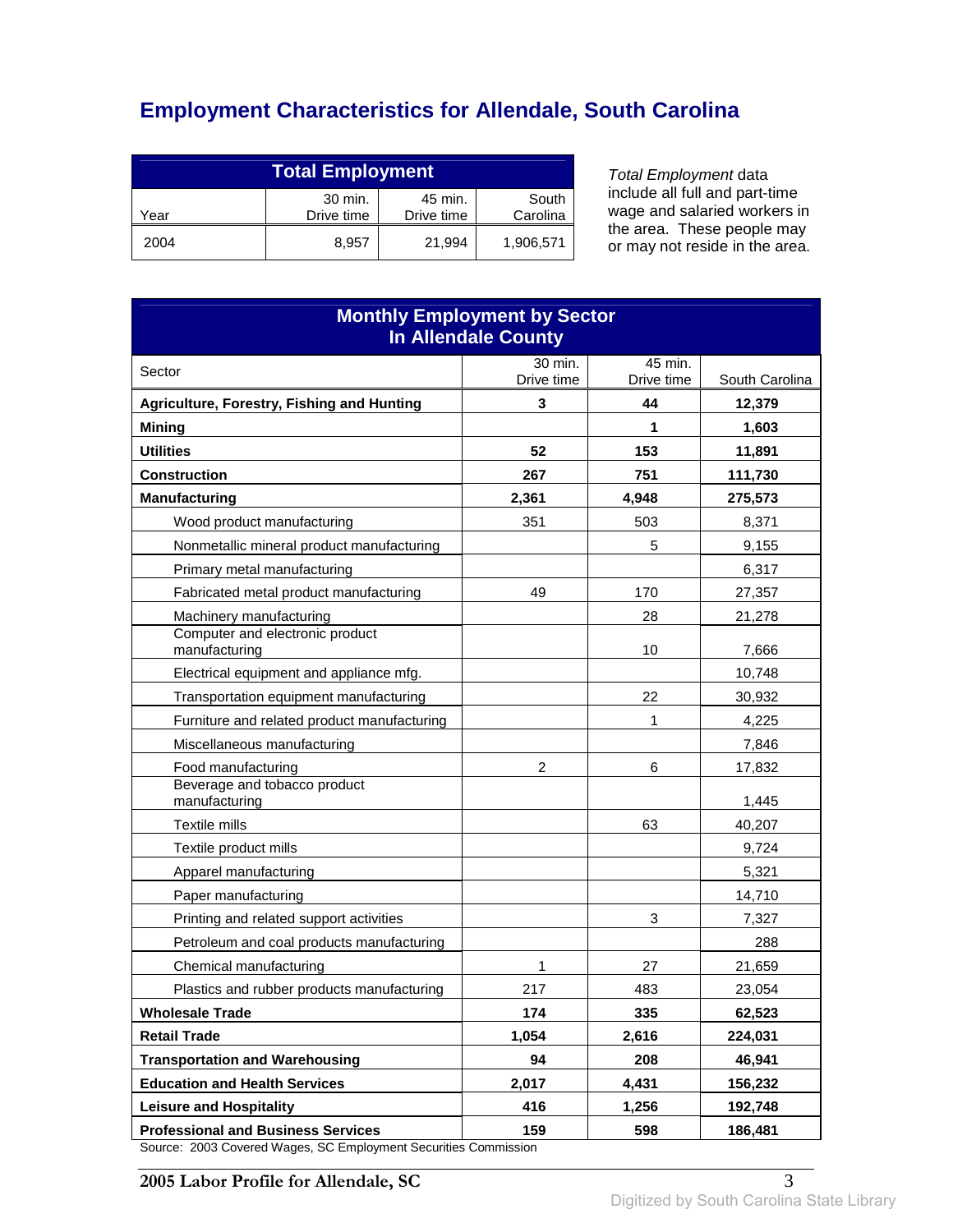# Employment Characteristics for Allendale, South Carolina

| Total Employment | | | |
|---|---|---|---|
| Year | 30 min. Drive time | 45 min. Drive time | South Carolina |
| 2004 | 8,957 | 21,994 | 1,906,571 |

*Total Employment* data include all full and part-time wage and salaried workers in the area. These people may or may not reside in the area.

| Monthly Employment by Sector In Allendale County | | | |
|---|---|---|---|
| Sector | 30 min. Drive time | 45 min. Drive time | South Carolina |
| **Agriculture, Forestry, Fishing and Hunting** | **3** | **44** | **12,379** |
| **Mining** | | **1** | **1,603** |
| **Utilities** | **52** | **153** | **11,891** |
| **Construction** | **267** | **751** | **111,730** |
| **Manufacturing** | **2,361** | **4,948** | **275,573** |
| Wood product manufacturing | 351 | 503 | 8,371 |
| Nonmetallic mineral product manufacturing | | 5 | 9,155 |
| Primary metal manufacturing | | | 6,317 |
| Fabricated metal product manufacturing | 49 | 170 | 27,357 |
| Machinery manufacturing | | 28 | 21,278 |
| Computer and electronic product manufacturing | | 10 | 7,666 |
| Electrical equipment and appliance mfg. | | | 10,748 |
| Transportation equipment manufacturing | | 22 | 30,932 |
| Furniture and related product manufacturing | | 1 | 4,225 |
| Miscellaneous manufacturing | | | 7,846 |
| Food manufacturing | 2 | 6 | 17,832 |
| Beverage and tobacco product manufacturing | | | 1,445 |
| Textile mills | | 63 | 40,207 |
| Textile product mills | | | 9,724 |
| Apparel manufacturing | | | 5,321 |
| Paper manufacturing | | | 14,710 |
| Printing and related support activities | | 3 | 7,327 |
| Petroleum and coal products manufacturing | | | 288 |
| Chemical manufacturing | 1 | 27 | 21,659 |
| Plastics and rubber products manufacturing | 217 | 483 | 23,054 |
| **Wholesale Trade** | **174** | **335** | **62,523** |
| **Retail Trade** | **1,054** | **2,616** | **224,031** |
| **Transportation and Warehousing** | **94** | **208** | **46,941** |
| **Education and Health Services** | **2,017** | **4,431** | **156,232** |
| **Leisure and Hospitality** | **416** | **1,256** | **192,748** |
| **Professional and Business Services** | **159** | **598** | **186,481** |

Source: 2003 Covered Wages, SC Employment Securities Commission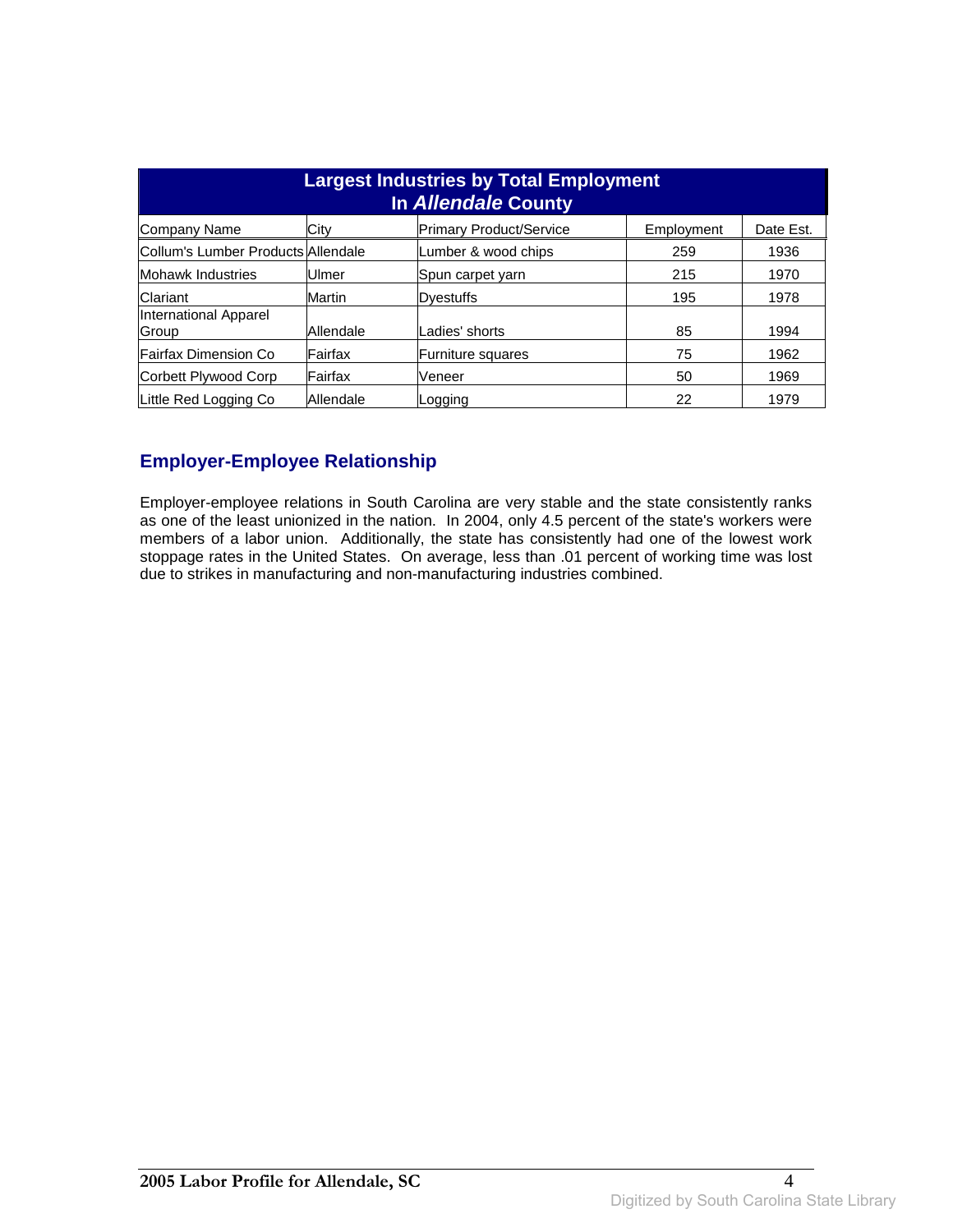## Largest Industries by Total Employment In *Allendale* County

| Company Name | City | Primary Product/Service | Employment | Date Est. |
|---|---|---|---|---|
| Collum's Lumber Products | Allendale | Lumber & wood chips | 259 | 1936 |
| Mohawk Industries | Ulmer | Spun carpet yarn | 215 | 1970 |
| Clariant | Martin | Dyestuffs | 195 | 1978 |
| International Apparel Group | Allendale | Ladies' shorts | 85 | 1994 |
| Fairfax Dimension Co | Fairfax | Furniture squares | 75 | 1962 |
| Corbett Plywood Corp | Fairfax | Veneer | 50 | 1969 |
| Little Red Logging Co | Allendale | Logging | 22 | 1979 |

## Employer-Employee Relationship

Employer-employee relations in South Carolina are very stable and the state consistently ranks as one of the least unionized in the nation. In 2004, only 4.5 percent of the state's workers were members of a labor union. Additionally, the state has consistently had one of the lowest work stoppage rates in the United States. On average, less than .01 percent of working time was lost due to strikes in manufacturing and non-manufacturing industries combined.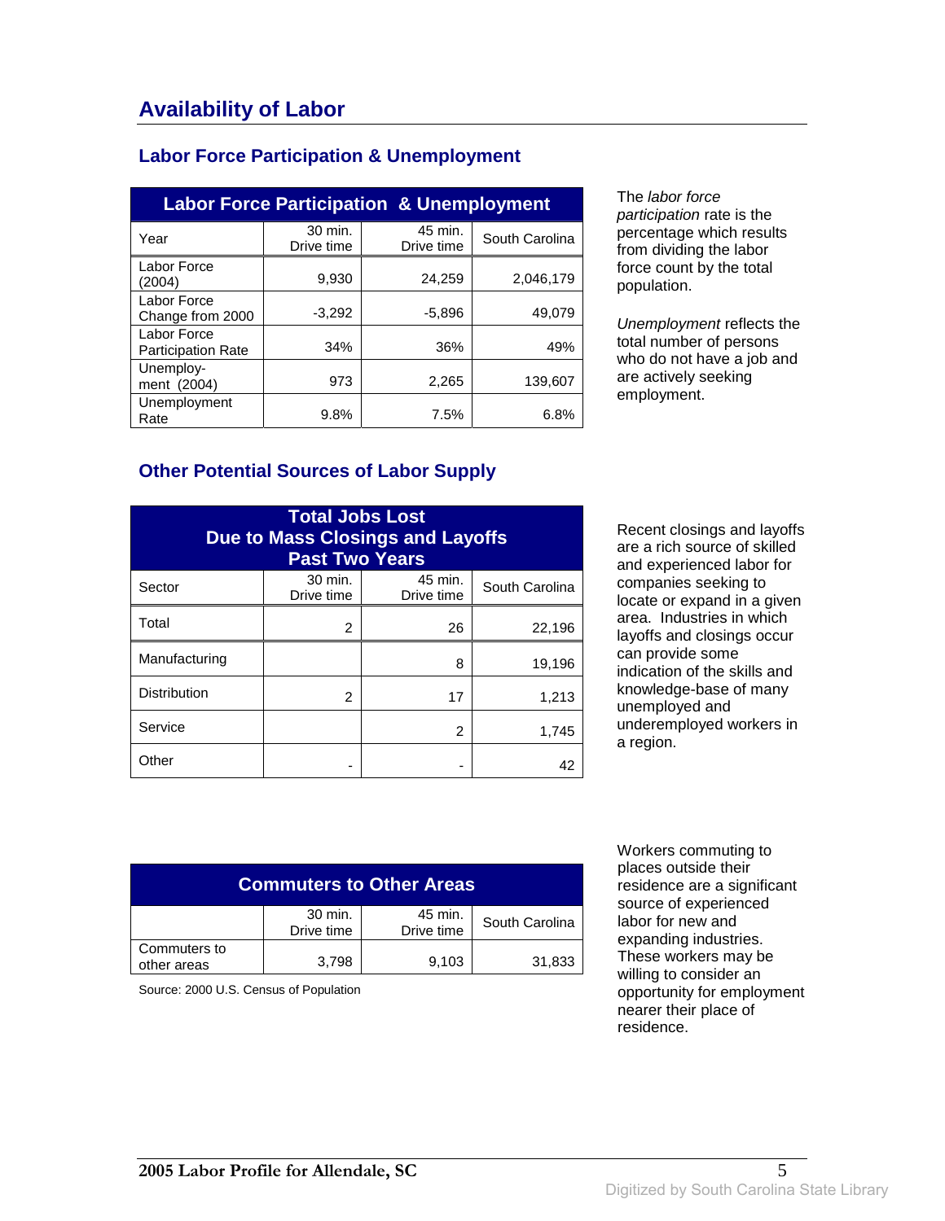# Availability of Labor

## Labor Force Participation & Unemployment

| Labor Force Participation & Unemployment | | | |
|---|---|---|---|
| Year | 30 min. Drive time | 45 min. Drive time | South Carolina |
| Labor Force (2004) | 9,930 | 24,259 | 2,046,179 |
| Labor Force Change from 2000 | -3,292 | -5,896 | 49,079 |
| Labor Force Participation Rate | 34% | 36% | 49% |
| Unemploy-ment (2004) | 973 | 2,265 | 139,607 |
| Unemployment Rate | 9.8% | 7.5% | 6.8% |

The *labor force participation* rate is the percentage which results from dividing the labor force count by the total population.

*Unemployment* reflects the total number of persons who do not have a job and are actively seeking employment.

## Other Potential Sources of Labor Supply

| Total Jobs Lost Due to Mass Closings and Layoffs Past Two Years | | | |
|---|---|---|---|
| Sector | 30 min. Drive time | 45 min. Drive time | South Carolina |
| Total | 2 | 26 | 22,196 |
| Manufacturing | | 8 | 19,196 |
| Distribution | 2 | 17 | 1,213 |
| Service | | 2 | 1,745 |
| Other | - | - | 42 |

Recent closings and layoffs are a rich source of skilled and experienced labor for companies seeking to locate or expand in a given area. Industries in which layoffs and closings occur can provide some indication of the skills and knowledge-base of many unemployed and underemployed workers in a region.

| Commuters to Other Areas | | | |
|---|---|---|---|
| | 30 min. Drive time | 45 min. Drive time | South Carolina |
| Commuters to other areas | 3,798 | 9,103 | 31,833 |

Source: 2000 U.S. Census of Population

Workers commuting to places outside their residence are a significant source of experienced labor for new and expanding industries. These workers may be willing to consider an opportunity for employment nearer their place of residence.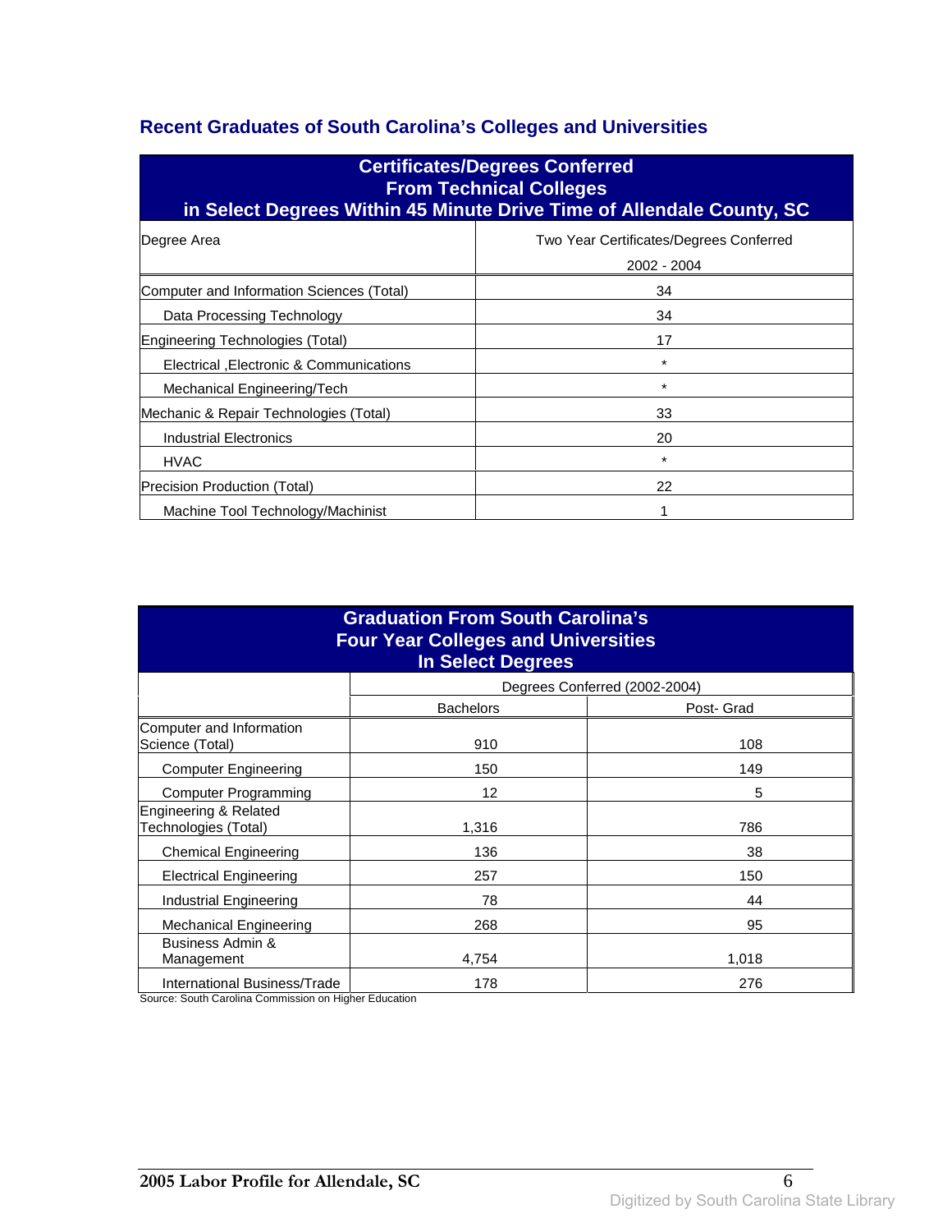## Recent Graduates of South Carolina's Colleges and Universities

| Certificates/Degrees Conferred From Technical Colleges in Select Degrees Within 45 Minute Drive Time of Allendale County, SC | |
|---|---|
| Degree Area | Two Year Certificates/Degrees Conferred 2002 - 2004 |
| Computer and Information Sciences (Total) | 34 |
| Data Processing Technology | 34 |
| Engineering Technologies (Total) | 17 |
| Electrical ,Electronic & Communications | * |
| Mechanical Engineering/Tech | * |
| Mechanic & Repair Technologies (Total) | 33 |
| Industrial Electronics | 20 |
| HVAC | * |
| Precision Production (Total) | 22 |
| Machine Tool Technology/Machinist | 1 |

| Graduation From South Carolina's Four Year Colleges and Universities In Select Degrees | | |
|---|---|---|
| | Degrees Conferred (2002-2004) | |
| | Bachelors | Post- Grad |
| Computer and Information Science (Total) | 910 | 108 |
| Computer Engineering | 150 | 149 |
| Computer Programming | 12 | 5 |
| Engineering & Related Technologies (Total) | 1,316 | 786 |
| Chemical Engineering | 136 | 38 |
| Electrical Engineering | 257 | 150 |
| Industrial Engineering | 78 | 44 |
| Mechanical Engineering | 268 | 95 |
| Business Admin & Management | 4,754 | 1,018 |
| International Business/Trade | 178 | 276 |

Source: South Carolina Commission on Higher Education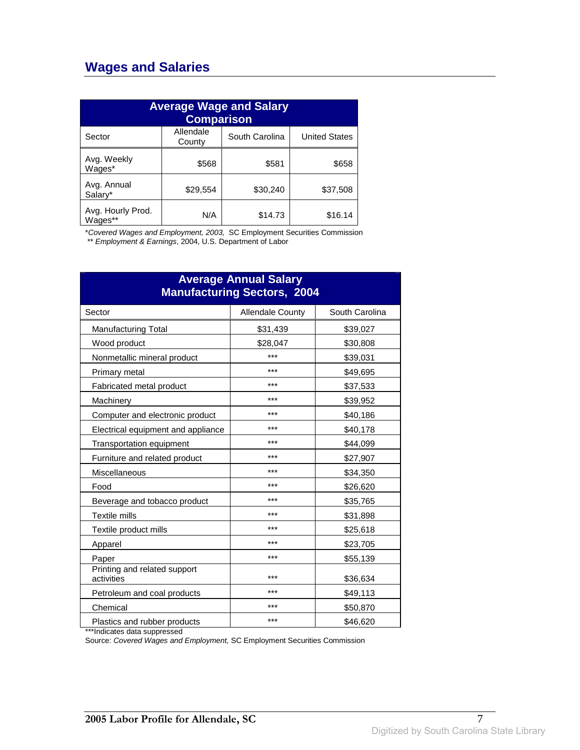## Wages and Salaries

| Average Wage and Salary Comparison | | | |
|---|---|---|---|
| Sector | Allendale County | South Carolina | United States |
| Avg. Weekly Wages* | $568 | $581 | $658 |
| Avg. Annual Salary* | $29,554 | $30,240 | $37,508 |
| Avg. Hourly Prod. Wages** | N/A | $14.73 | $16.14 |

*Covered Wages and Employment, 2003,* SC Employment Securities Commission
** *Employment & Earnings*, 2004, U.S. Department of Labor

| Average Annual Salary Manufacturing Sectors, 2004 | | |
|---|---|---|
| Sector | Allendale County | South Carolina |
| Manufacturing Total | $31,439 | $39,027 |
| Wood product | $28,047 | $30,808 |
| Nonmetallic mineral product | *** | $39,031 |
| Primary metal | *** | $49,695 |
| Fabricated metal product | *** | $37,533 |
| Machinery | *** | $39,952 |
| Computer and electronic product | *** | $40,186 |
| Electrical equipment and appliance | *** | $40,178 |
| Transportation equipment | *** | $44,099 |
| Furniture and related product | *** | $27,907 |
| Miscellaneous | *** | $34,350 |
| Food | *** | $26,620 |
| Beverage and tobacco product | *** | $35,765 |
| Textile mills | *** | $31,898 |
| Textile product mills | *** | $25,618 |
| Apparel | *** | $23,705 |
| Paper | *** | $55,139 |
| Printing and related support activities | *** | $36,634 |
| Petroleum and coal products | *** | $49,113 |
| Chemical | *** | $50,870 |
| Plastics and rubber products | *** | $46,620 |

***Indicates data suppressed
Source: *Covered Wages and Employment,* SC Employment Securities Commission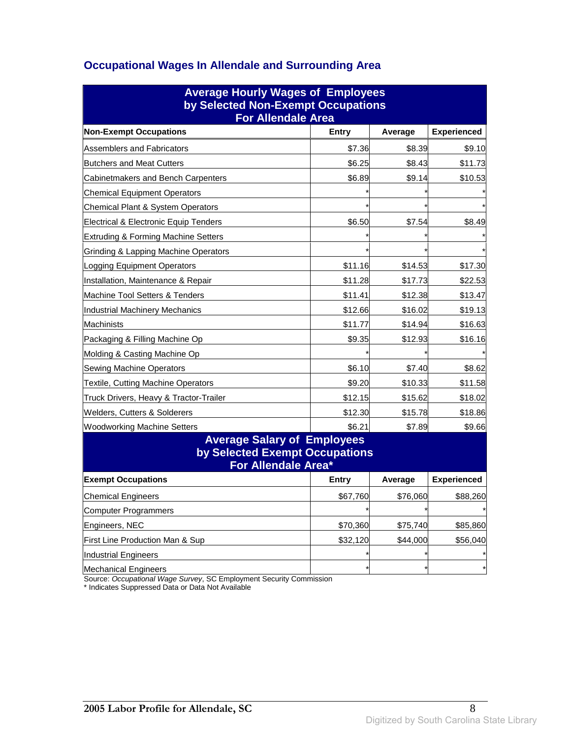## Occupational Wages In Allendale and Surrounding Area

| Average Hourly Wages of Employees by Selected Non-Exempt Occupations For Allendale Area | | | |
|---|---|---|---|
| **Non-Exempt Occupations** | **Entry** | **Average** | **Experienced** |
| Assemblers and Fabricators | $7.36 | $8.39 | $9.10 |
| Butchers and Meat Cutters | $6.25 | $8.43 | $11.73 |
| Cabinetmakers and Bench Carpenters | $6.89 | $9.14 | $10.53 |
| Chemical Equipment Operators | * | * | * |
| Chemical Plant & System Operators | * | * | * |
| Electrical & Electronic Equip Tenders | $6.50 | $7.54 | $8.49 |
| Extruding & Forming Machine Setters | * | * | * |
| Grinding & Lapping Machine Operators | * | * | * |
| Logging Equipment Operators | $11.16 | $14.53 | $17.30 |
| Installation, Maintenance & Repair | $11.28 | $17.73 | $22.53 |
| Machine Tool Setters & Tenders | $11.41 | $12.38 | $13.47 |
| Industrial Machinery Mechanics | $12.66 | $16.02 | $19.13 |
| Machinists | $11.77 | $14.94 | $16.63 |
| Packaging & Filling Machine Op | $9.35 | $12.93 | $16.16 |
| Molding & Casting Machine Op | * | * | * |
| Sewing Machine Operators | $6.10 | $7.40 | $8.62 |
| Textile, Cutting Machine Operators | $9.20 | $10.33 | $11.58 |
| Truck Drivers, Heavy & Tractor-Trailer | $12.15 | $15.62 | $18.02 |
| Welders, Cutters & Solderers | $12.30 | $15.78 | $18.86 |
| Woodworking Machine Setters | $6.21 | $7.89 | $9.66 |
| **Average Salary of Employees by Selected Exempt Occupations For Allendale Area*** | | | |
| **Exempt Occupations** | **Entry** | **Average** | **Experienced** |
| Chemical Engineers | $67,760 | $76,060 | $88,260 |
| Computer Programmers | * | * | * |
| Engineers, NEC | $70,360 | $75,740 | $85,860 |
| First Line Production Man & Sup | $32,120 | $44,000 | $56,040 |
| Industrial Engineers | * | * | * |
| Mechanical Engineers | * | * | * |

Source: *Occupational Wage Survey*, SC Employment Security Commission
* Indicates Suppressed Data or Data Not Available